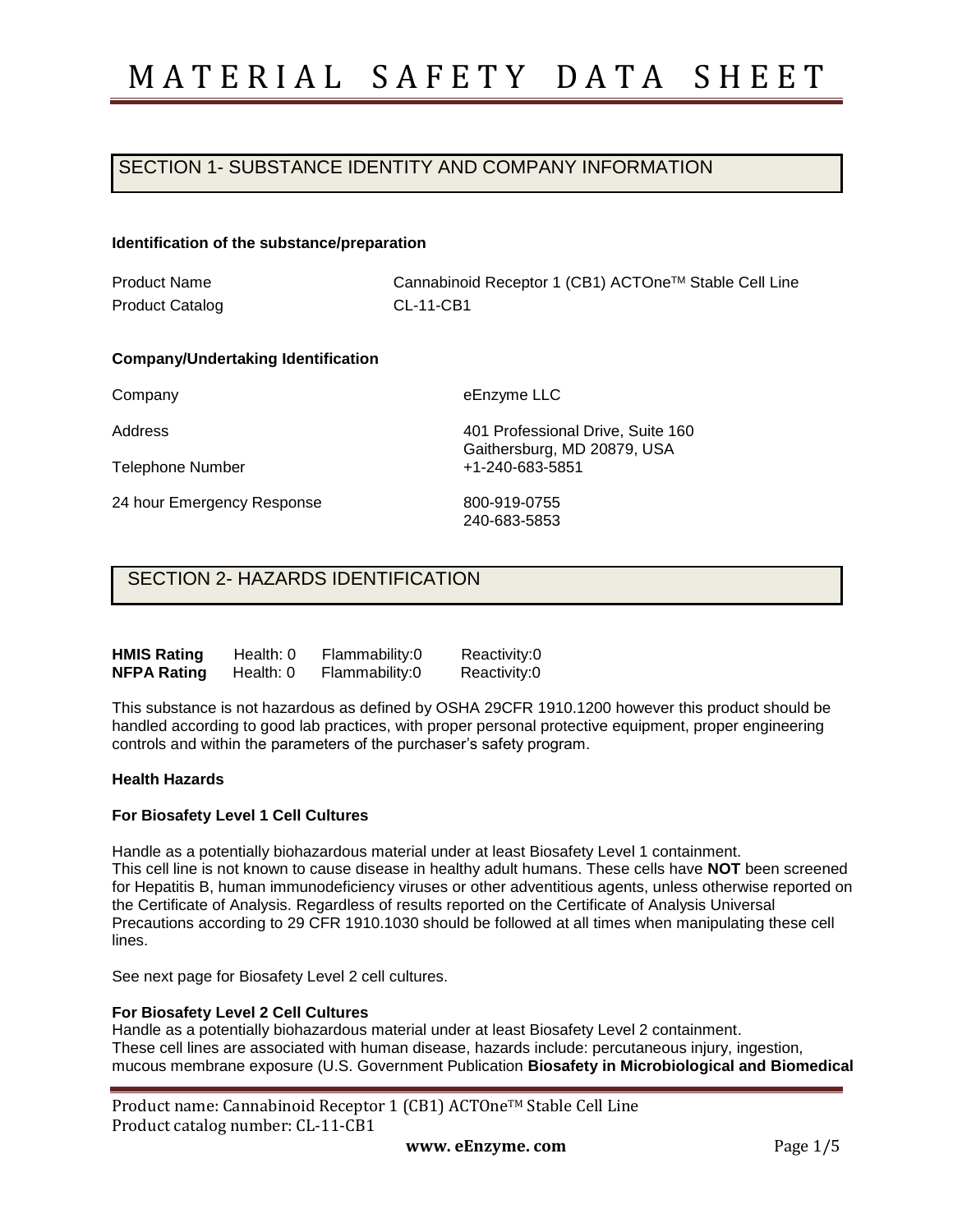# MATERIAL SAFETY DATA SHEET

## SECTION 1- SUBSTANCE IDENTITY AND COMPANY INFORMATION

**Identification of the substance/preparation**

| | |
|---|---|
| Product Name | Cannabinoid Receptor 1 (CB1) ACTOne™ Stable Cell Line |
| Product Catalog | CL-11-CB1 |

**Company/Undertaking Identification**

| | |
|---|---|
| Company | eEnzyme LLC |
| Address | 401 Professional Drive, Suite 160<br>Gaithersburg, MD 20879, USA |
| Telephone Number | +1-240-683-5851 |
| 24 hour Emergency Response | 800-919-0755<br>240-683-5853 |

## SECTION 2- HAZARDS IDENTIFICATION

| | | | |
|---|---|---|---|
| **HMIS Rating** | Health: 0 | Flammability:0 | Reactivity:0 |
| **NFPA Rating** | Health: 0 | Flammability:0 | Reactivity:0 |

This substance is not hazardous as defined by OSHA 29CFR 1910.1200 however this product should be handled according to good lab practices, with proper personal protective equipment, proper engineering controls and within the parameters of the purchaser's safety program.

**Health Hazards**

**For Biosafety Level 1 Cell Cultures**

Handle as a potentially biohazardous material under at least Biosafety Level 1 containment. This cell line is not known to cause disease in healthy adult humans. These cells have **NOT** been screened for Hepatitis B, human immunodeficiency viruses or other adventitious agents, unless otherwise reported on the Certificate of Analysis. Regardless of results reported on the Certificate of Analysis Universal Precautions according to 29 CFR 1910.1030 should be followed at all times when manipulating these cell lines.

See next page for Biosafety Level 2 cell cultures.

**For Biosafety Level 2 Cell Cultures**

Handle as a potentially biohazardous material under at least Biosafety Level 2 containment. These cell lines are associated with human disease, hazards include: percutaneous injury, ingestion, mucous membrane exposure (U.S. Government Publication **Biosafety in Microbiological and Biomedical**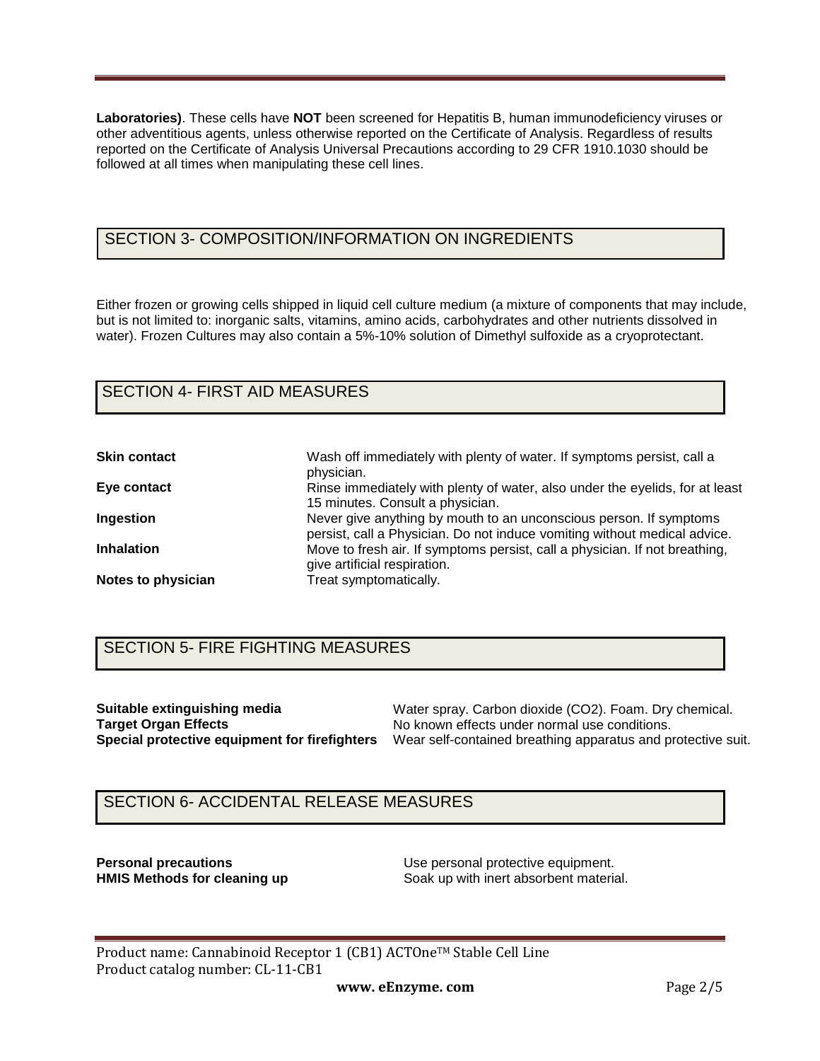**Laboratories)**. These cells have **NOT** been screened for Hepatitis B, human immunodeficiency viruses or other adventitious agents, unless otherwise reported on the Certificate of Analysis. Regardless of results reported on the Certificate of Analysis Universal Precautions according to 29 CFR 1910.1030 should be followed at all times when manipulating these cell lines.

## SECTION 3- COMPOSITION/INFORMATION ON INGREDIENTS

Either frozen or growing cells shipped in liquid cell culture medium (a mixture of components that may include, but is not limited to: inorganic salts, vitamins, amino acids, carbohydrates and other nutrients dissolved in water). Frozen Cultures may also contain a 5%-10% solution of Dimethyl sulfoxide as a cryoprotectant.

## SECTION 4- FIRST AID MEASURES

**Skin contact** — Wash off immediately with plenty of water. If symptoms persist, call a physician.

**Eye contact** — Rinse immediately with plenty of water, also under the eyelids, for at least 15 minutes. Consult a physician.

**Ingestion** — Never give anything by mouth to an unconscious person. If symptoms persist, call a Physician. Do not induce vomiting without medical advice.

**Inhalation** — Move to fresh air. If symptoms persist, call a physician. If not breathing, give artificial respiration.

**Notes to physician** — Treat symptomatically.

## SECTION 5- FIRE FIGHTING MEASURES

**Suitable extinguishing media** — Water spray. Carbon dioxide ($CO_2$). Foam. Dry chemical.

**Target Organ Effects** — No known effects under normal use conditions.

**Special protective equipment for firefighters** — Wear self-contained breathing apparatus and protective suit.

## SECTION 6- ACCIDENTAL RELEASE MEASURES

**Personal precautions** — Use personal protective equipment.

**HMIS Methods for cleaning up** — Soak up with inert absorbent material.

Product name: Cannabinoid Receptor 1 (CB1) ACTOne™ Stable Cell Line
Product catalog number: CL-11-CB1

**www. eEnzyme. com**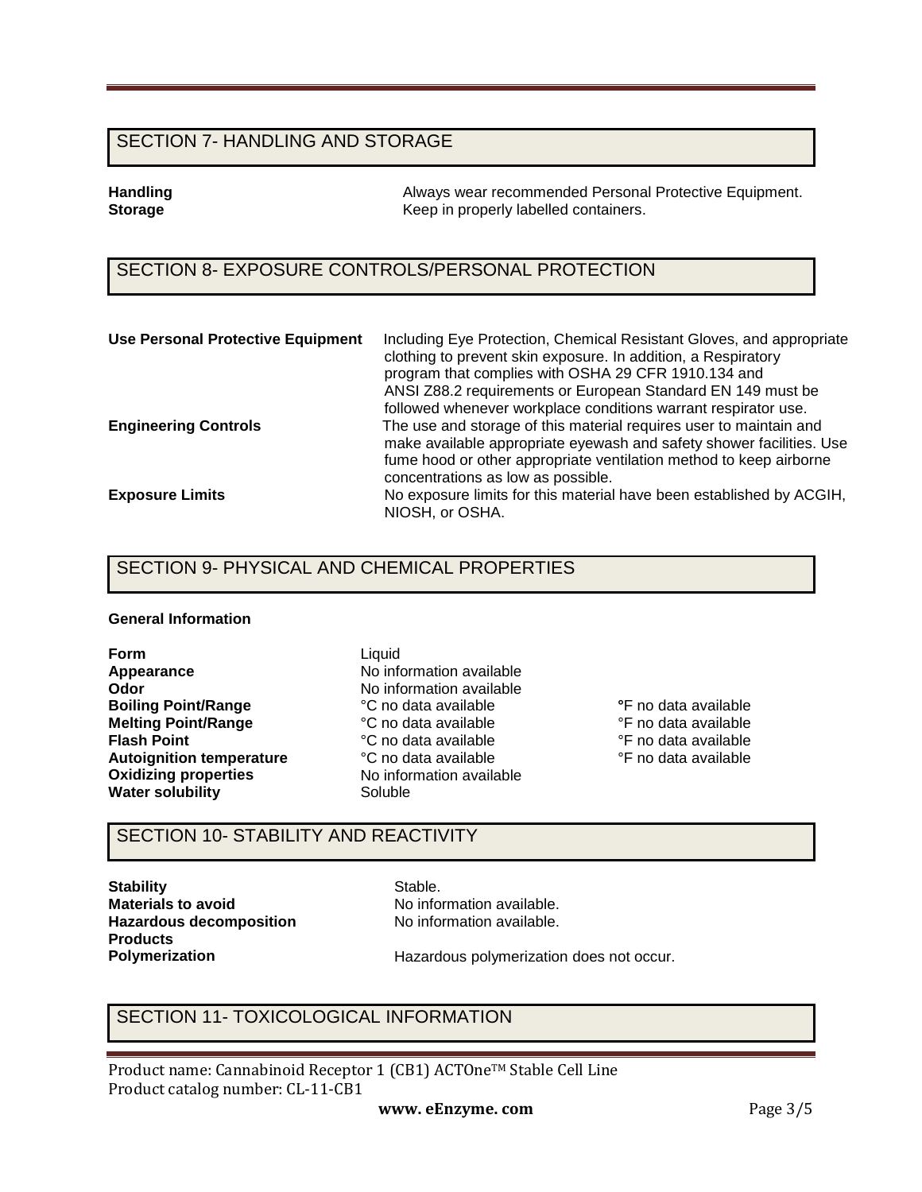## SECTION 7- HANDLING AND STORAGE

| | |
|---|---|
| **Handling** | Always wear recommended Personal Protective Equipment. |
| **Storage** | Keep in properly labelled containers. |

## SECTION 8- EXPOSURE CONTROLS/PERSONAL PROTECTION

| | |
|---|---|
| **Use Personal Protective Equipment** | Including Eye Protection, Chemical Resistant Gloves, and appropriate clothing to prevent skin exposure. In addition, a Respiratory program that complies with OSHA 29 CFR 1910.134 and ANSI Z88.2 requirements or European Standard EN 149 must be followed whenever workplace conditions warrant respirator use. |
| **Engineering Controls** | The use and storage of this material requires user to maintain and make available appropriate eyewash and safety shower facilities. Use fume hood or other appropriate ventilation method to keep airborne concentrations as low as possible. |
| **Exposure Limits** | No exposure limits for this material have been established by ACGIH, NIOSH, or OSHA. |

## SECTION 9- PHYSICAL AND CHEMICAL PROPERTIES

**General Information**

| | | |
|---|---|---|
| **Form** | Liquid | |
| **Appearance** | No information available | |
| **Odor** | No information available | |
| **Boiling Point/Range** | °C no data available | °F no data available |
| **Melting Point/Range** | °C no data available | °F no data available |
| **Flash Point** | °C no data available | °F no data available |
| **Autoignition temperature** | °C no data available | °F no data available |
| **Oxidizing properties** | No information available | |
| **Water solubility** | Soluble | |

## SECTION 10- STABILITY AND REACTIVITY

| | |
|---|---|
| **Stability** | Stable. |
| **Materials to avoid** | No information available. |
| **Hazardous decomposition Products** | No information available. |
| **Polymerization** | Hazardous polymerization does not occur. |

## SECTION 11- TOXICOLOGICAL INFORMATION

Product name: Cannabinoid Receptor 1 (CB1) ACTOne™ Stable Cell Line
Product catalog number: CL-11-CB1

**www. eEnzyme. com**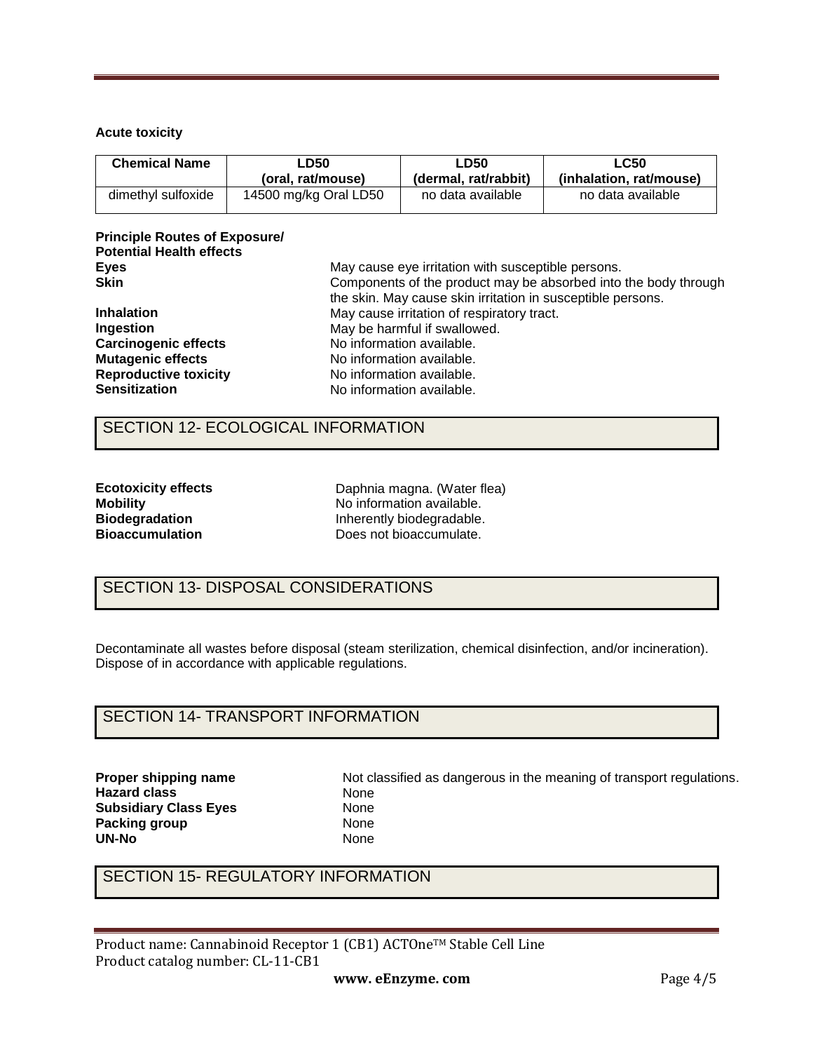**Acute toxicity**

| Chemical Name | LD50 (oral, rat/mouse) | LD50 (dermal, rat/rabbit) | LC50 (inhalation, rat/mouse) |
|---|---|---|---|
| dimethyl sulfoxide | 14500 mg/kg Oral LD50 | no data available | no data available |

**Principle Routes of Exposure/ Potential Health effects**

**Eyes** May cause eye irritation with susceptible persons.

**Skin** Components of the product may be absorbed into the body through the skin. May cause skin irritation in susceptible persons.

**Inhalation** May cause irritation of respiratory tract.

**Ingestion** May be harmful if swallowed.

**Carcinogenic effects** No information available.

**Mutagenic effects** No information available.

**Reproductive toxicity** No information available.

**Sensitization** No information available.

## SECTION 12- ECOLOGICAL INFORMATION

**Ecotoxicity effects** Daphnia magna. (Water flea)

**Mobility** No information available.

**Biodegradation** Inherently biodegradable.

**Bioaccumulation** Does not bioaccumulate.

## SECTION 13- DISPOSAL CONSIDERATIONS

Decontaminate all wastes before disposal (steam sterilization, chemical disinfection, and/or incineration). Dispose of in accordance with applicable regulations.

## SECTION 14- TRANSPORT INFORMATION

**Proper shipping name** Not classified as dangerous in the meaning of transport regulations.

**Hazard class** None

**Subsidiary Class Eyes** None

**Packing group** None

**UN-No** None

## SECTION 15- REGULATORY INFORMATION

Product name: Cannabinoid Receptor 1 (CB1) ACTOne™ Stable Cell Line
Product catalog number: CL-11-CB1

**www. eEnzyme. com**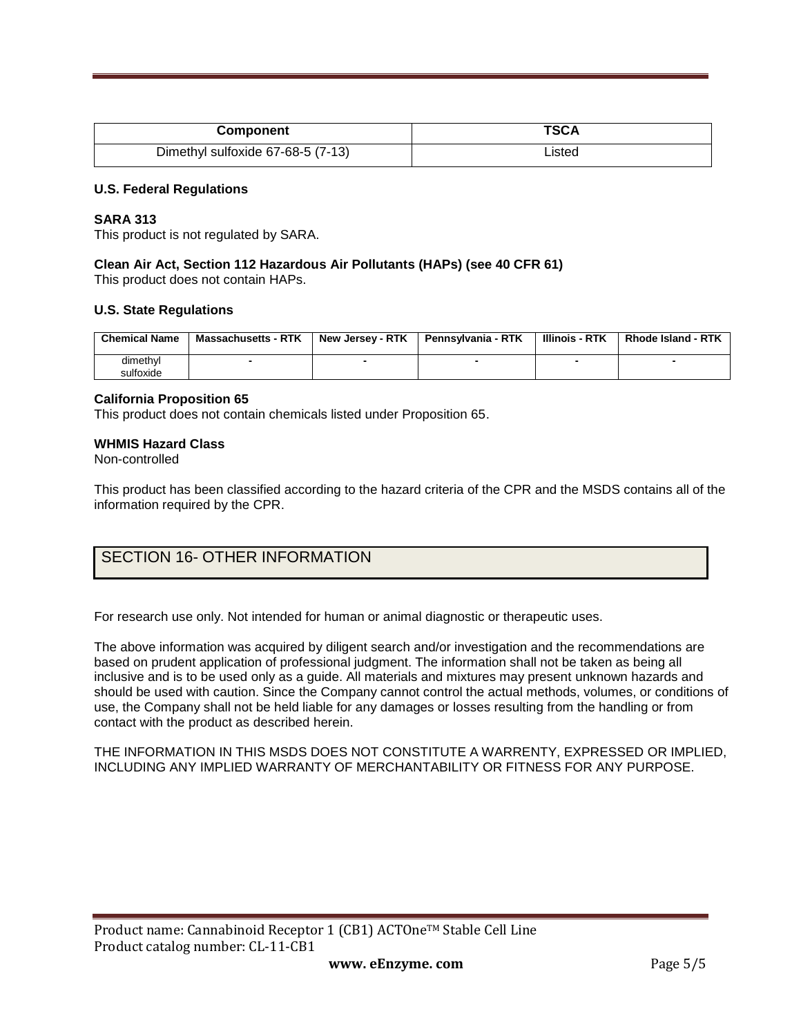| Component | TSCA |
| --- | --- |
| Dimethyl sulfoxide 67-68-5 (7-13) | Listed |

**U.S. Federal Regulations**

**SARA 313**

This product is not regulated by SARA.

**Clean Air Act, Section 112 Hazardous Air Pollutants (HAPs) (see 40 CFR 61)**

This product does not contain HAPs.

**U.S. State Regulations**

| Chemical Name | Massachusetts - RTK | New Jersey - RTK | Pennsylvania - RTK | Illinois - RTK | Rhode Island - RTK |
| --- | --- | --- | --- | --- | --- |
| dimethyl sulfoxide | - | - | - | - | - |

**California Proposition 65**

This product does not contain chemicals listed under Proposition 65.

**WHMIS Hazard Class**

Non-controlled

This product has been classified according to the hazard criteria of the CPR and the MSDS contains all of the information required by the CPR.

## SECTION 16- OTHER INFORMATION

For research use only. Not intended for human or animal diagnostic or therapeutic uses.

The above information was acquired by diligent search and/or investigation and the recommendations are based on prudent application of professional judgment. The information shall not be taken as being all inclusive and is to be used only as a guide. All materials and mixtures may present unknown hazards and should be used with caution. Since the Company cannot control the actual methods, volumes, or conditions of use, the Company shall not be held liable for any damages or losses resulting from the handling or from contact with the product as described herein.

THE INFORMATION IN THIS MSDS DOES NOT CONSTITUTE A WARRENTY, EXPRESSED OR IMPLIED, INCLUDING ANY IMPLIED WARRANTY OF MERCHANTABILITY OR FITNESS FOR ANY PURPOSE.